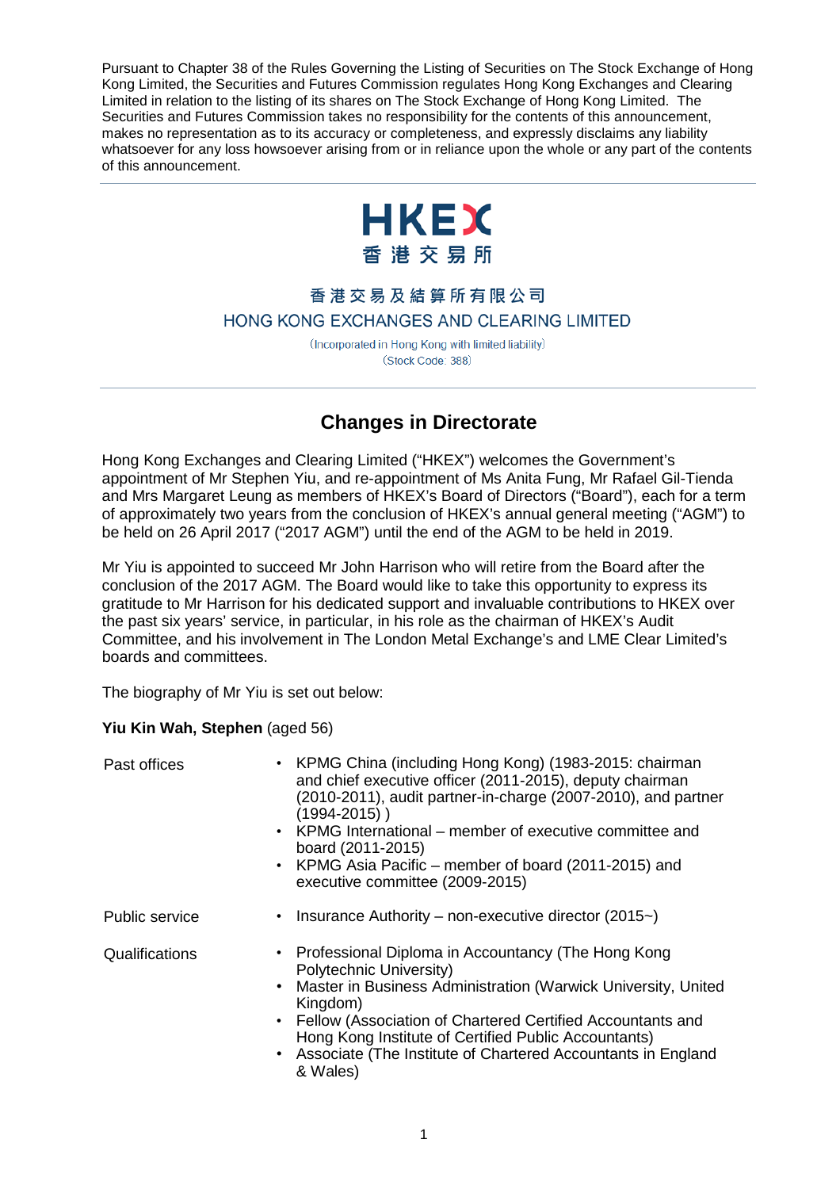Pursuant to Chapter 38 of the Rules Governing the Listing of Securities on The Stock Exchange of Hong Kong Limited, the Securities and Futures Commission regulates Hong Kong Exchanges and Clearing Limited in relation to the listing of its shares on The Stock Exchange of Hong Kong Limited. The Securities and Futures Commission takes no responsibility for the contents of this announcement, makes no representation as to its accuracy or completeness, and expressly disclaims any liability whatsoever for any loss howsoever arising from or in reliance upon the whole or any part of the contents of this announcement.

HKEX
香港交易所

香港交易及結算所有限公司
HONG KONG EXCHANGES AND CLEARING LIMITED

(Incorporated in Hong Kong with limited liability)
(Stock Code: 388)

# Changes in Directorate

Hong Kong Exchanges and Clearing Limited ("HKEX") welcomes the Government's appointment of Mr Stephen Yiu, and re-appointment of Ms Anita Fung, Mr Rafael Gil-Tienda and Mrs Margaret Leung as members of HKEX's Board of Directors ("Board"), each for a term of approximately two years from the conclusion of HKEX's annual general meeting ("AGM") to be held on 26 April 2017 ("2017 AGM") until the end of the AGM to be held in 2019.

Mr Yiu is appointed to succeed Mr John Harrison who will retire from the Board after the conclusion of the 2017 AGM. The Board would like to take this opportunity to express its gratitude to Mr Harrison for his dedicated support and invaluable contributions to HKEX over the past six years' service, in particular, in his role as the chairman of HKEX's Audit Committee, and his involvement in The London Metal Exchange's and LME Clear Limited's boards and committees.

The biography of Mr Yiu is set out below:

**Yiu Kin Wah, Stephen** (aged 56)

| | |
|---|---|
| Past offices | • KPMG China (including Hong Kong) (1983-2015: chairman and chief executive officer (2011-2015), deputy chairman (2010-2011), audit partner-in-charge (2007-2010), and partner (1994-2015) )<br>• KPMG International – member of executive committee and board (2011-2015)<br>• KPMG Asia Pacific – member of board (2011-2015) and executive committee (2009-2015) |
| Public service | • Insurance Authority – non-executive director (2015~) |
| Qualifications | • Professional Diploma in Accountancy (The Hong Kong Polytechnic University)<br>• Master in Business Administration (Warwick University, United Kingdom)<br>• Fellow (Association of Chartered Certified Accountants and Hong Kong Institute of Certified Public Accountants)<br>• Associate (The Institute of Chartered Accountants in England & Wales) |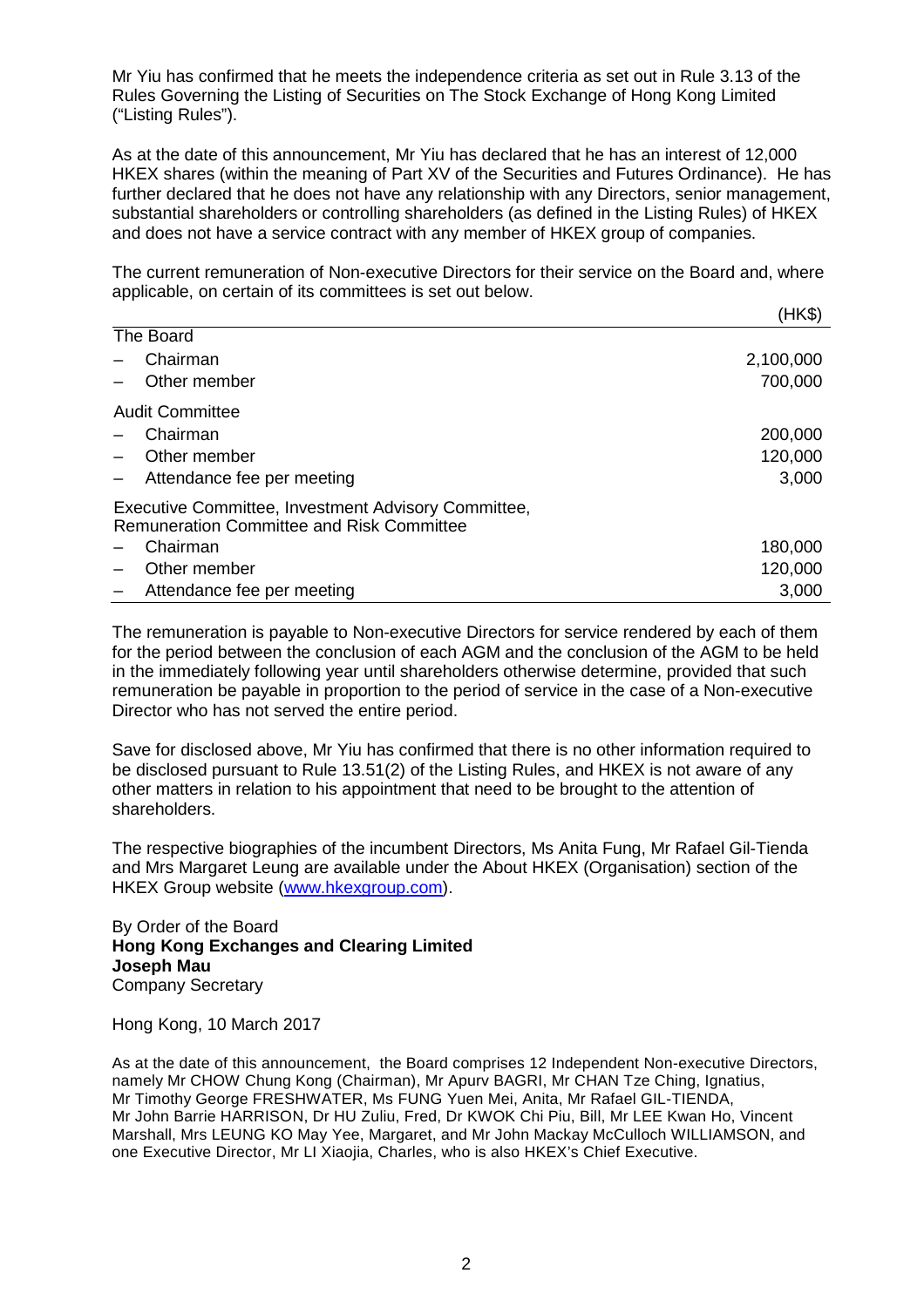Mr Yiu has confirmed that he meets the independence criteria as set out in Rule 3.13 of the Rules Governing the Listing of Securities on The Stock Exchange of Hong Kong Limited ("Listing Rules").

As at the date of this announcement, Mr Yiu has declared that he has an interest of 12,000 HKEX shares (within the meaning of Part XV of the Securities and Futures Ordinance). He has further declared that he does not have any relationship with any Directors, senior management, substantial shareholders or controlling shareholders (as defined in the Listing Rules) of HKEX and does not have a service contract with any member of HKEX group of companies.

The current remuneration of Non-executive Directors for their service on the Board and, where applicable, on certain of its committees is set out below.

| | (HK$) |
|---|---|
| The Board | |
| – Chairman | 2,100,000 |
| – Other member | 700,000 |
| Audit Committee | |
| – Chairman | 200,000 |
| – Other member | 120,000 |
| – Attendance fee per meeting | 3,000 |
| Executive Committee, Investment Advisory Committee, Remuneration Committee and Risk Committee | |
| – Chairman | 180,000 |
| – Other member | 120,000 |
| – Attendance fee per meeting | 3,000 |

The remuneration is payable to Non-executive Directors for service rendered by each of them for the period between the conclusion of each AGM and the conclusion of the AGM to be held in the immediately following year until shareholders otherwise determine, provided that such remuneration be payable in proportion to the period of service in the case of a Non-executive Director who has not served the entire period.

Save for disclosed above, Mr Yiu has confirmed that there is no other information required to be disclosed pursuant to Rule 13.51(2) of the Listing Rules, and HKEX is not aware of any other matters in relation to his appointment that need to be brought to the attention of shareholders.

The respective biographies of the incumbent Directors, Ms Anita Fung, Mr Rafael Gil-Tienda and Mrs Margaret Leung are available under the About HKEX (Organisation) section of the HKEX Group website (www.hkexgroup.com).

By Order of the Board
**Hong Kong Exchanges and Clearing Limited**
**Joseph Mau**
Company Secretary

Hong Kong, 10 March 2017

As at the date of this announcement, the Board comprises 12 Independent Non-executive Directors, namely Mr CHOW Chung Kong (Chairman), Mr Apurv BAGRI, Mr CHAN Tze Ching, Ignatius, Mr Timothy George FRESHWATER, Ms FUNG Yuen Mei, Anita, Mr Rafael GIL-TIENDA, Mr John Barrie HARRISON, Dr HU Zuliu, Fred, Dr KWOK Chi Piu, Bill, Mr LEE Kwan Ho, Vincent Marshall, Mrs LEUNG KO May Yee, Margaret, and Mr John Mackay McCulloch WILLIAMSON, and one Executive Director, Mr LI Xiaojia, Charles, who is also HKEX's Chief Executive.